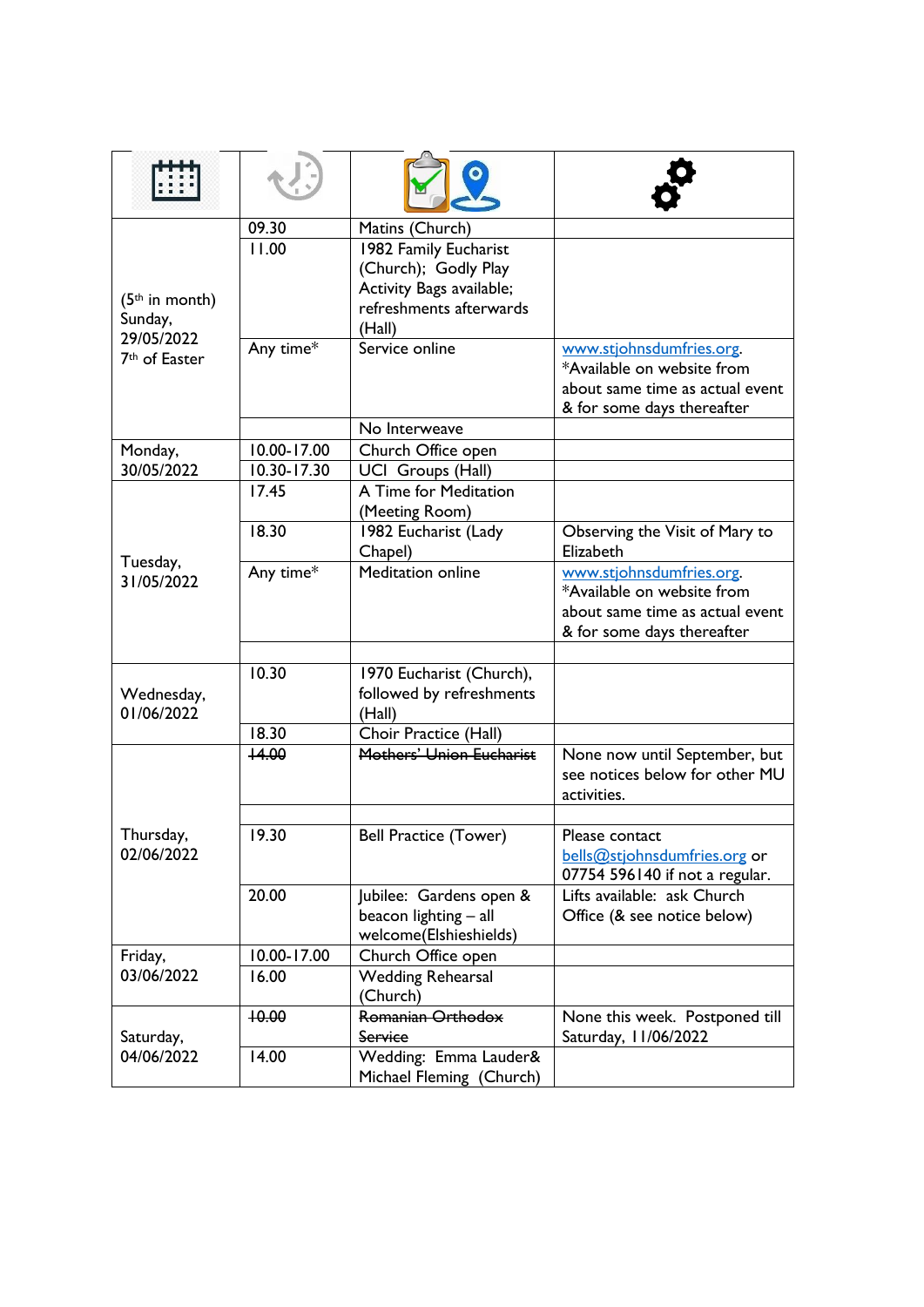| | | | |
|---|---|---|---|
| (5th in month) Sunday, 29/05/2022 7th of Easter | 09.30 | Matins (Church) | |
| | 11.00 | 1982 Family Eucharist (Church); Godly Play Activity Bags available; refreshments afterwards (Hall) | |
| | Any time* | Service online | www.stjohnsdumfries.org. *Available on website from about same time as actual event & for some days thereafter |
| | | No Interweave | |
| Monday, 30/05/2022 | 10.00-17.00 | Church Office open | |
| | 10.30-17.30 | UCI Groups (Hall) | |
| Tuesday, 31/05/2022 | 17.45 | A Time for Meditation (Meeting Room) | |
| | 18.30 | 1982 Eucharist (Lady Chapel) | Observing the Visit of Mary to Elizabeth |
| | Any time* | Meditation online | www.stjohnsdumfries.org. *Available on website from about same time as actual event & for some days thereafter |
| | | | |
| Wednesday, 01/06/2022 | 10.30 | 1970 Eucharist (Church), followed by refreshments (Hall) | |
| | 18.30 | Choir Practice (Hall) | |
| Thursday, 02/06/2022 | ~~14.00~~ | ~~Mothers' Union Eucharist~~ | None now until September, but see notices below for other MU activities. |
| | | | |
| | 19.30 | Bell Practice (Tower) | Please contact bells@stjohnsdumfries.org or 07754 596140 if not a regular. |
| | 20.00 | Jubilee: Gardens open & beacon lighting – all welcome(Elshieshields) | Lifts available: ask Church Office (& see notice below) |
| Friday, 03/06/2022 | 10.00-17.00 | Church Office open | |
| | 16.00 | Wedding Rehearsal (Church) | |
| Saturday, 04/06/2022 | ~~10.00~~ | ~~Romanian Orthodox Service~~ | None this week. Postponed till Saturday, 11/06/2022 |
| | 14.00 | Wedding: Emma Lauder& Michael Fleming (Church) | |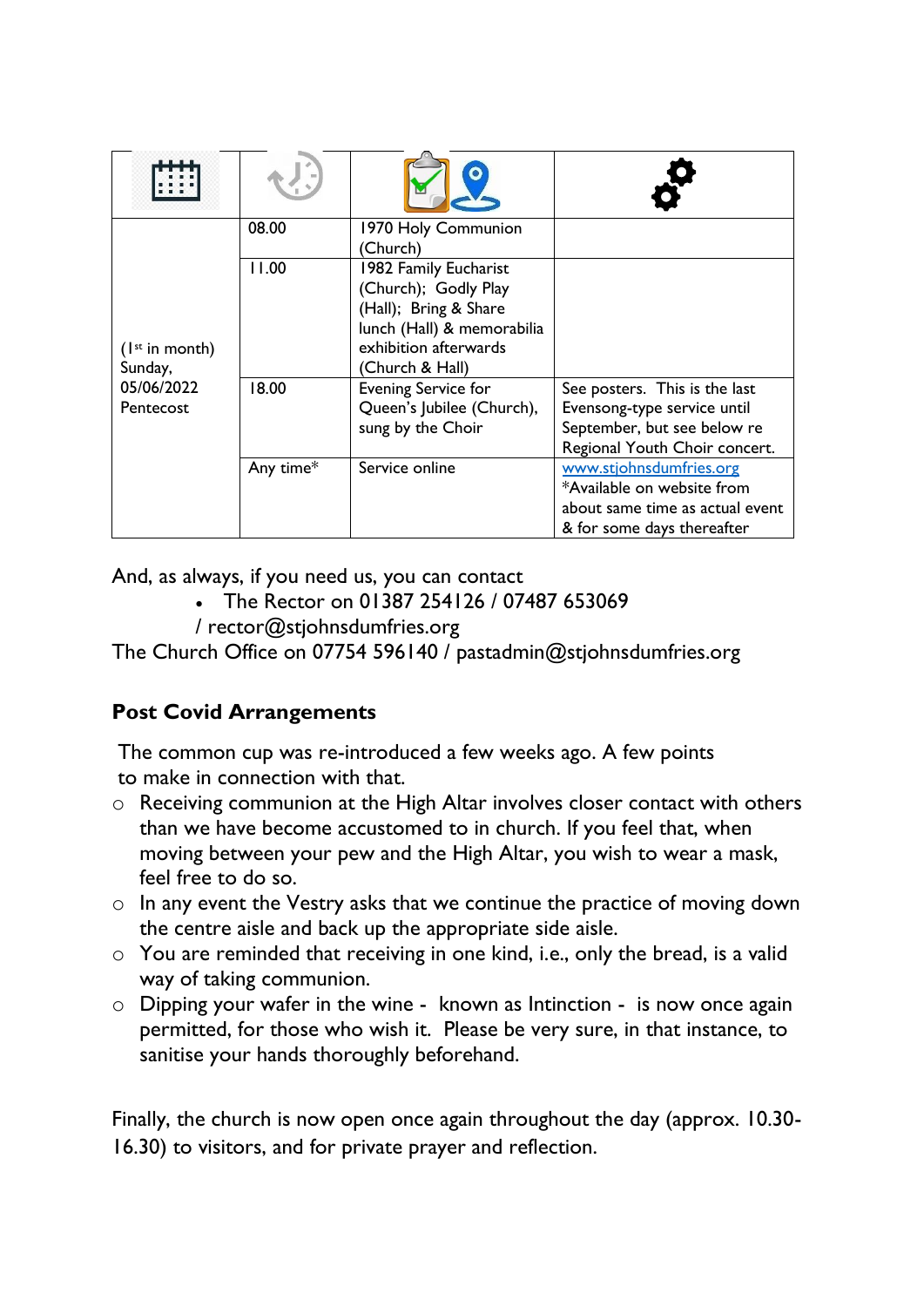| | | | |
|---|---|---|---|
| (1st in month) Sunday, 05/06/2022 Pentecost | 08.00 | 1970 Holy Communion (Church) | |
| | 11.00 | 1982 Family Eucharist (Church); Godly Play (Hall); Bring & Share lunch (Hall) & memorabilia exhibition afterwards (Church & Hall) | |
| | 18.00 | Evening Service for Queen's Jubilee (Church), sung by the Choir | See posters. This is the last Evensong-type service until September, but see below re Regional Youth Choir concert. |
| | Any time* | Service online | www.stjohnsdumfries.org *Available on website from about same time as actual event & for some days thereafter |

And, as always, if you need us, you can contact

- The Rector on 01387 254126 / 07487 653069 / rector@stjohnsdumfries.org

The Church Office on 07754 596140 / pastadmin@stjohnsdumfries.org

## Post Covid Arrangements

The common cup was re-introduced a few weeks ago. A few points to make in connection with that.

- Receiving communion at the High Altar involves closer contact with others than we have become accustomed to in church. If you feel that, when moving between your pew and the High Altar, you wish to wear a mask, feel free to do so.
- In any event the Vestry asks that we continue the practice of moving down the centre aisle and back up the appropriate side aisle.
- You are reminded that receiving in one kind, i.e., only the bread, is a valid way of taking communion.
- Dipping your wafer in the wine - known as Intinction - is now once again permitted, for those who wish it. Please be very sure, in that instance, to sanitise your hands thoroughly beforehand.

Finally, the church is now open once again throughout the day (approx. 10.30-16.30) to visitors, and for private prayer and reflection.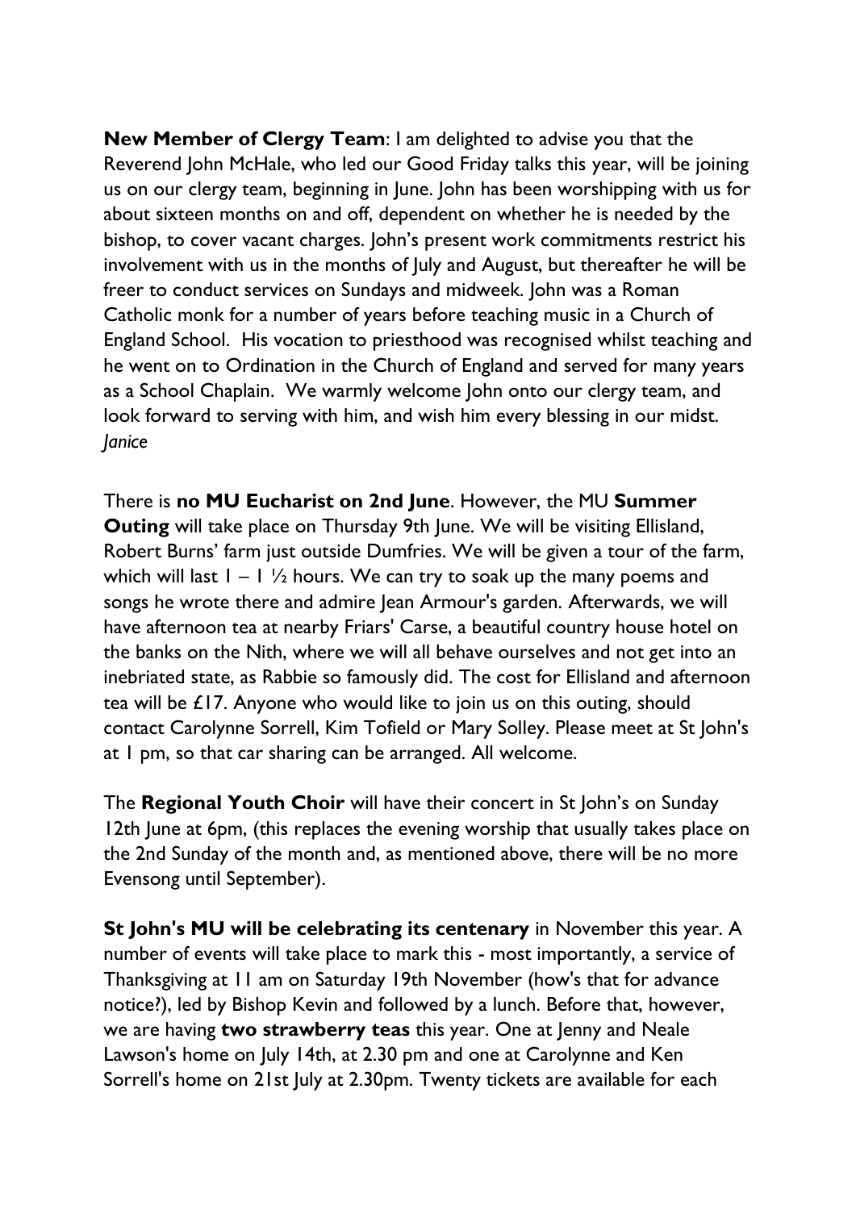**New Member of Clergy Team**: I am delighted to advise you that the Reverend John McHale, who led our Good Friday talks this year, will be joining us on our clergy team, beginning in June. John has been worshipping with us for about sixteen months on and off, dependent on whether he is needed by the bishop, to cover vacant charges. John's present work commitments restrict his involvement with us in the months of July and August, but thereafter he will be freer to conduct services on Sundays and midweek. John was a Roman Catholic monk for a number of years before teaching music in a Church of England School. His vocation to priesthood was recognised whilst teaching and he went on to Ordination in the Church of England and served for many years as a School Chaplain. We warmly welcome John onto our clergy team, and look forward to serving with him, and wish him every blessing in our midst. *Janice*

There is **no MU Eucharist on 2nd June**. However, the MU **Summer Outing** will take place on Thursday 9th June. We will be visiting Ellisland, Robert Burns' farm just outside Dumfries. We will be given a tour of the farm, which will last 1 – 1 ½ hours. We can try to soak up the many poems and songs he wrote there and admire Jean Armour's garden. Afterwards, we will have afternoon tea at nearby Friars' Carse, a beautiful country house hotel on the banks on the Nith, where we will all behave ourselves and not get into an inebriated state, as Rabbie so famously did. The cost for Ellisland and afternoon tea will be £17. Anyone who would like to join us on this outing, should contact Carolynne Sorrell, Kim Tofield or Mary Solley. Please meet at St John's at 1 pm, so that car sharing can be arranged. All welcome.

The **Regional Youth Choir** will have their concert in St John's on Sunday 12th June at 6pm, (this replaces the evening worship that usually takes place on the 2nd Sunday of the month and, as mentioned above, there will be no more Evensong until September).

**St John's MU will be celebrating its centenary** in November this year. A number of events will take place to mark this - most importantly, a service of Thanksgiving at 11 am on Saturday 19th November (how's that for advance notice?), led by Bishop Kevin and followed by a lunch. Before that, however, we are having **two strawberry teas** this year. One at Jenny and Neale Lawson's home on July 14th, at 2.30 pm and one at Carolynne and Ken Sorrell's home on 21st July at 2.30pm. Twenty tickets are available for each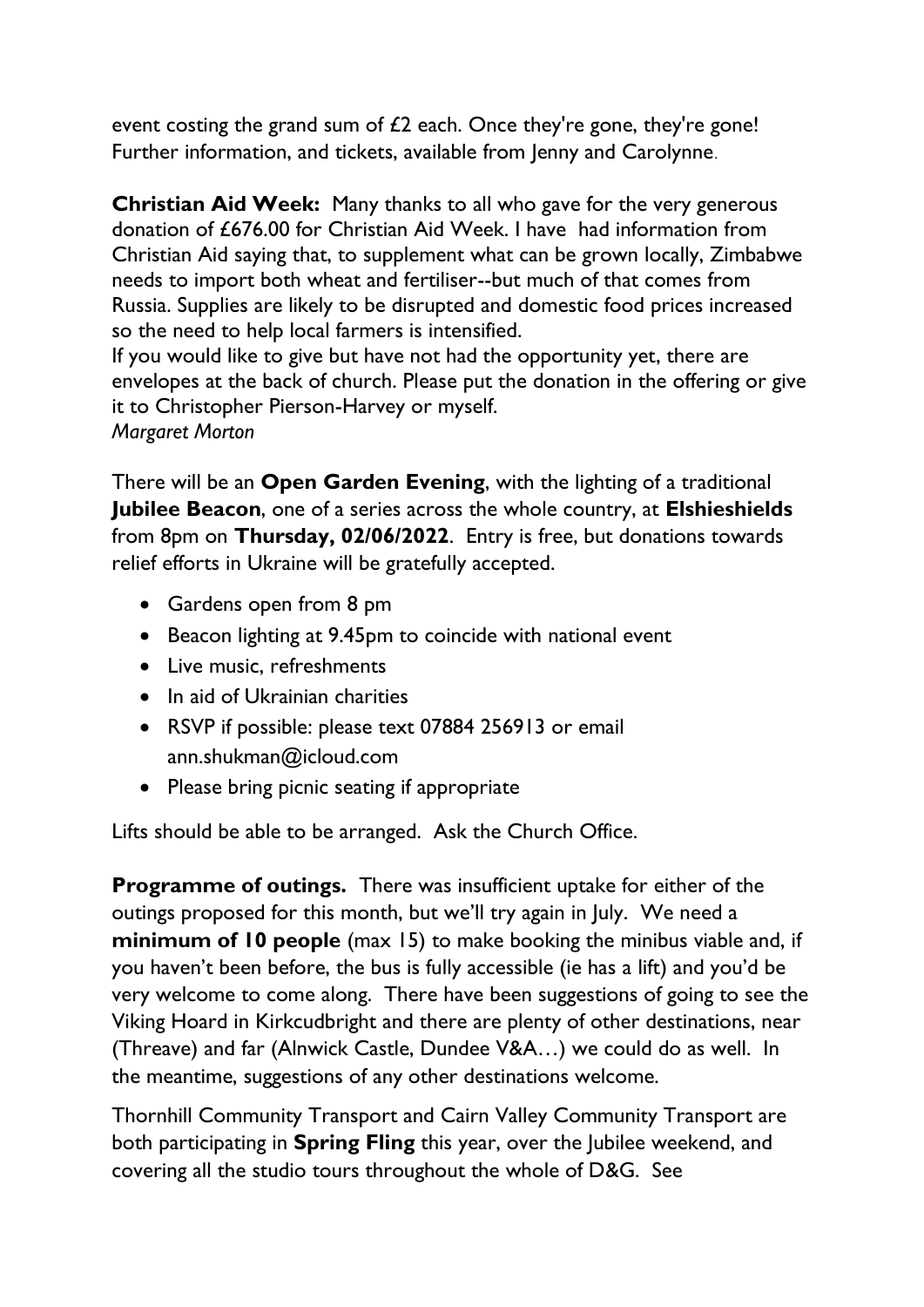event costing the grand sum of £2 each. Once they're gone, they're gone! Further information, and tickets, available from Jenny and Carolynne.

**Christian Aid Week:** Many thanks to all who gave for the very generous donation of £676.00 for Christian Aid Week. I have had information from Christian Aid saying that, to supplement what can be grown locally, Zimbabwe needs to import both wheat and fertiliser--but much of that comes from Russia. Supplies are likely to be disrupted and domestic food prices increased so the need to help local farmers is intensified.
If you would like to give but have not had the opportunity yet, there are envelopes at the back of church. Please put the donation in the offering or give it to Christopher Pierson-Harvey or myself.
*Margaret Morton*

There will be an **Open Garden Evening**, with the lighting of a traditional **Jubilee Beacon**, one of a series across the whole country, at **Elshieshields** from 8pm on **Thursday, 02/06/2022**. Entry is free, but donations towards relief efforts in Ukraine will be gratefully accepted.

- Gardens open from 8 pm
- Beacon lighting at 9.45pm to coincide with national event
- Live music, refreshments
- In aid of Ukrainian charities
- RSVP if possible: please text 07884 256913 or email ann.shukman@icloud.com
- Please bring picnic seating if appropriate

Lifts should be able to be arranged. Ask the Church Office.

**Programme of outings.** There was insufficient uptake for either of the outings proposed for this month, but we'll try again in July. We need a **minimum of 10 people** (max 15) to make booking the minibus viable and, if you haven't been before, the bus is fully accessible (ie has a lift) and you'd be very welcome to come along. There have been suggestions of going to see the Viking Hoard in Kirkcudbright and there are plenty of other destinations, near (Threave) and far (Alnwick Castle, Dundee V&A…) we could do as well. In the meantime, suggestions of any other destinations welcome.

Thornhill Community Transport and Cairn Valley Community Transport are both participating in **Spring Fling** this year, over the Jubilee weekend, and covering all the studio tours throughout the whole of D&G. See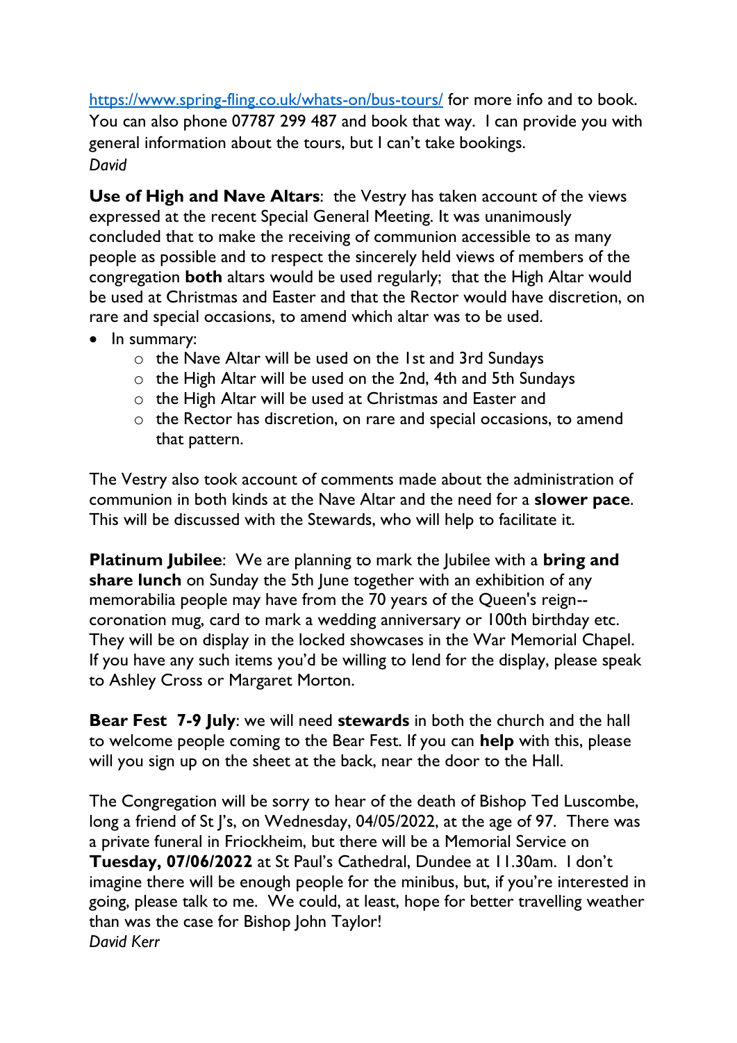[https://www.spring-fling.co.uk/whats-on/bus-tours/](https://www.spring-fling.co.uk/whats-on/bus-tours/) for more info and to book. You can also phone 07787 299 487 and book that way. I can provide you with general information about the tours, but I can't take bookings.
*David*

**Use of High and Nave Altars**: the Vestry has taken account of the views expressed at the recent Special General Meeting. It was unanimously concluded that to make the receiving of communion accessible to as many people as possible and to respect the sincerely held views of members of the congregation **both** altars would be used regularly; that the High Altar would be used at Christmas and Easter and that the Rector would have discretion, on rare and special occasions, to amend which altar was to be used.

- In summary:
  - the Nave Altar will be used on the 1st and 3rd Sundays
  - the High Altar will be used on the 2nd, 4th and 5th Sundays
  - the High Altar will be used at Christmas and Easter and
  - the Rector has discretion, on rare and special occasions, to amend that pattern.

The Vestry also took account of comments made about the administration of communion in both kinds at the Nave Altar and the need for a **slower pace**. This will be discussed with the Stewards, who will help to facilitate it.

**Platinum Jubilee**: We are planning to mark the Jubilee with a **bring and share lunch** on Sunday the 5th June together with an exhibition of any memorabilia people may have from the 70 years of the Queen's reign--coronation mug, card to mark a wedding anniversary or 100th birthday etc. They will be on display in the locked showcases in the War Memorial Chapel. If you have any such items you'd be willing to lend for the display, please speak to Ashley Cross or Margaret Morton.

**Bear Fest 7-9 July**: we will need **stewards** in both the church and the hall to welcome people coming to the Bear Fest. If you can **help** with this, please will you sign up on the sheet at the back, near the door to the Hall.

The Congregation will be sorry to hear of the death of Bishop Ted Luscombe, long a friend of St J's, on Wednesday, 04/05/2022, at the age of 97. There was a private funeral in Friockheim, but there will be a Memorial Service on **Tuesday, 07/06/2022** at St Paul's Cathedral, Dundee at 11.30am. I don't imagine there will be enough people for the minibus, but, if you're interested in going, please talk to me. We could, at least, hope for better travelling weather than was the case for Bishop John Taylor!
*David Kerr*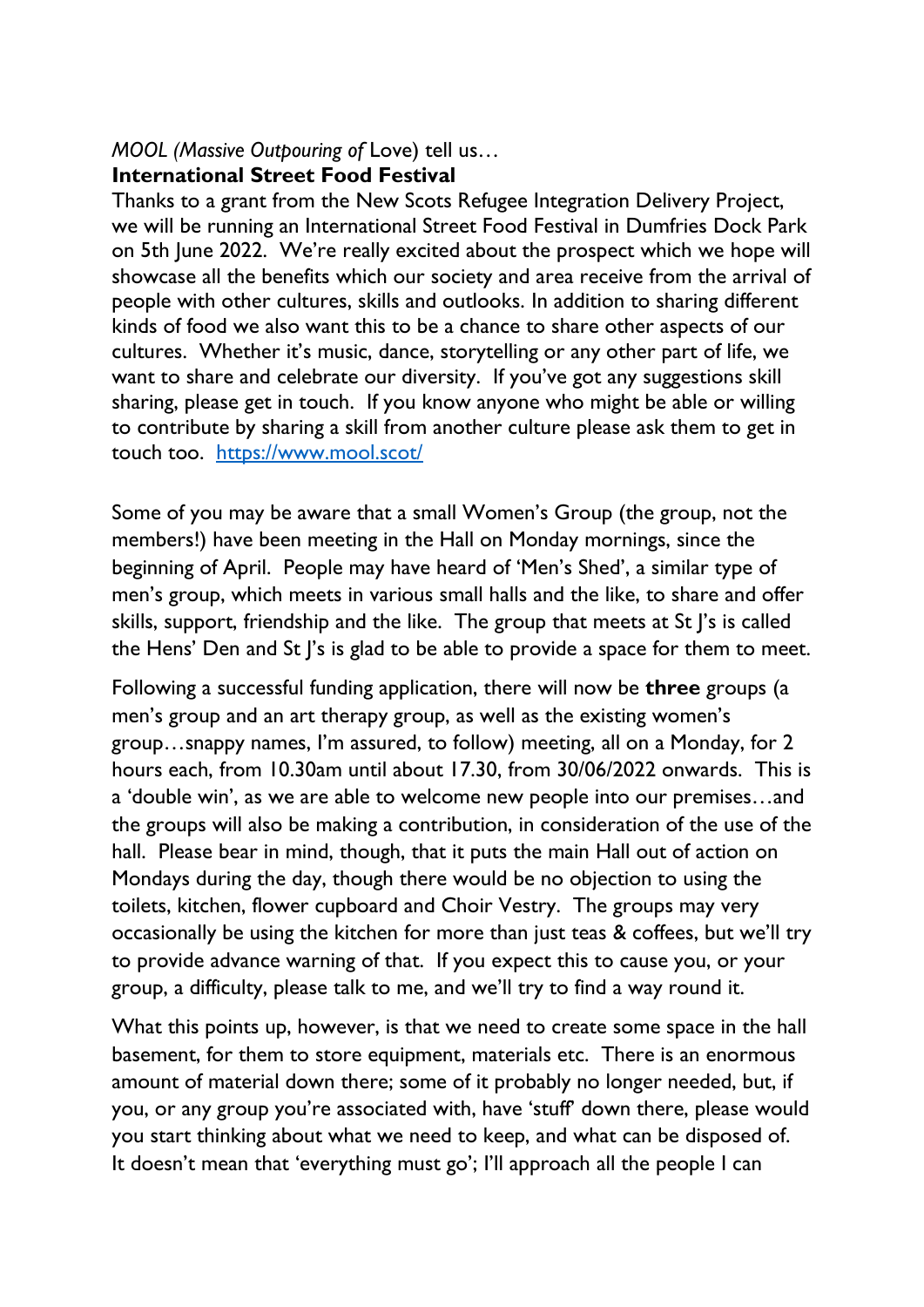*MOOL (Massive Outpouring of* Love) tell us…

**International Street Food Festival**

Thanks to a grant from the New Scots Refugee Integration Delivery Project, we will be running an International Street Food Festival in Dumfries Dock Park on 5th June 2022. We're really excited about the prospect which we hope will showcase all the benefits which our society and area receive from the arrival of people with other cultures, skills and outlooks. In addition to sharing different kinds of food we also want this to be a chance to share other aspects of our cultures. Whether it's music, dance, storytelling or any other part of life, we want to share and celebrate our diversity. If you've got any suggestions skill sharing, please get in touch. If you know anyone who might be able or willing to contribute by sharing a skill from another culture please ask them to get in touch too. [https://www.mool.scot/](https://www.mool.scot/)

Some of you may be aware that a small Women's Group (the group, not the members!) have been meeting in the Hall on Monday mornings, since the beginning of April. People may have heard of 'Men's Shed', a similar type of men's group, which meets in various small halls and the like, to share and offer skills, support, friendship and the like. The group that meets at St J's is called the Hens' Den and St J's is glad to be able to provide a space for them to meet.

Following a successful funding application, there will now be **three** groups (a men's group and an art therapy group, as well as the existing women's group…snappy names, I'm assured, to follow) meeting, all on a Monday, for 2 hours each, from 10.30am until about 17.30, from 30/06/2022 onwards. This is a 'double win', as we are able to welcome new people into our premises…and the groups will also be making a contribution, in consideration of the use of the hall. Please bear in mind, though, that it puts the main Hall out of action on Mondays during the day, though there would be no objection to using the toilets, kitchen, flower cupboard and Choir Vestry. The groups may very occasionally be using the kitchen for more than just teas & coffees, but we'll try to provide advance warning of that. If you expect this to cause you, or your group, a difficulty, please talk to me, and we'll try to find a way round it.

What this points up, however, is that we need to create some space in the hall basement, for them to store equipment, materials etc. There is an enormous amount of material down there; some of it probably no longer needed, but, if you, or any group you're associated with, have 'stuff' down there, please would you start thinking about what we need to keep, and what can be disposed of. It doesn't mean that 'everything must go'; I'll approach all the people I can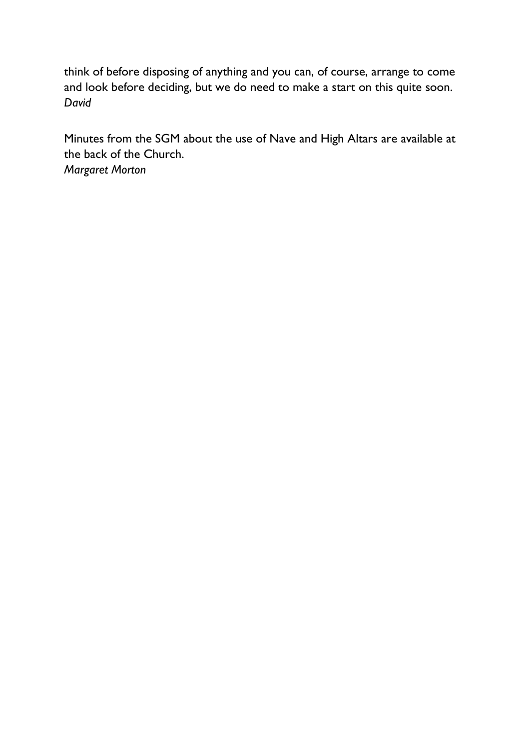think of before disposing of anything and you can, of course, arrange to come and look before deciding, but we do need to make a start on this quite soon.
*David*

Minutes from the SGM about the use of Nave and High Altars are available at the back of the Church.
*Margaret Morton*